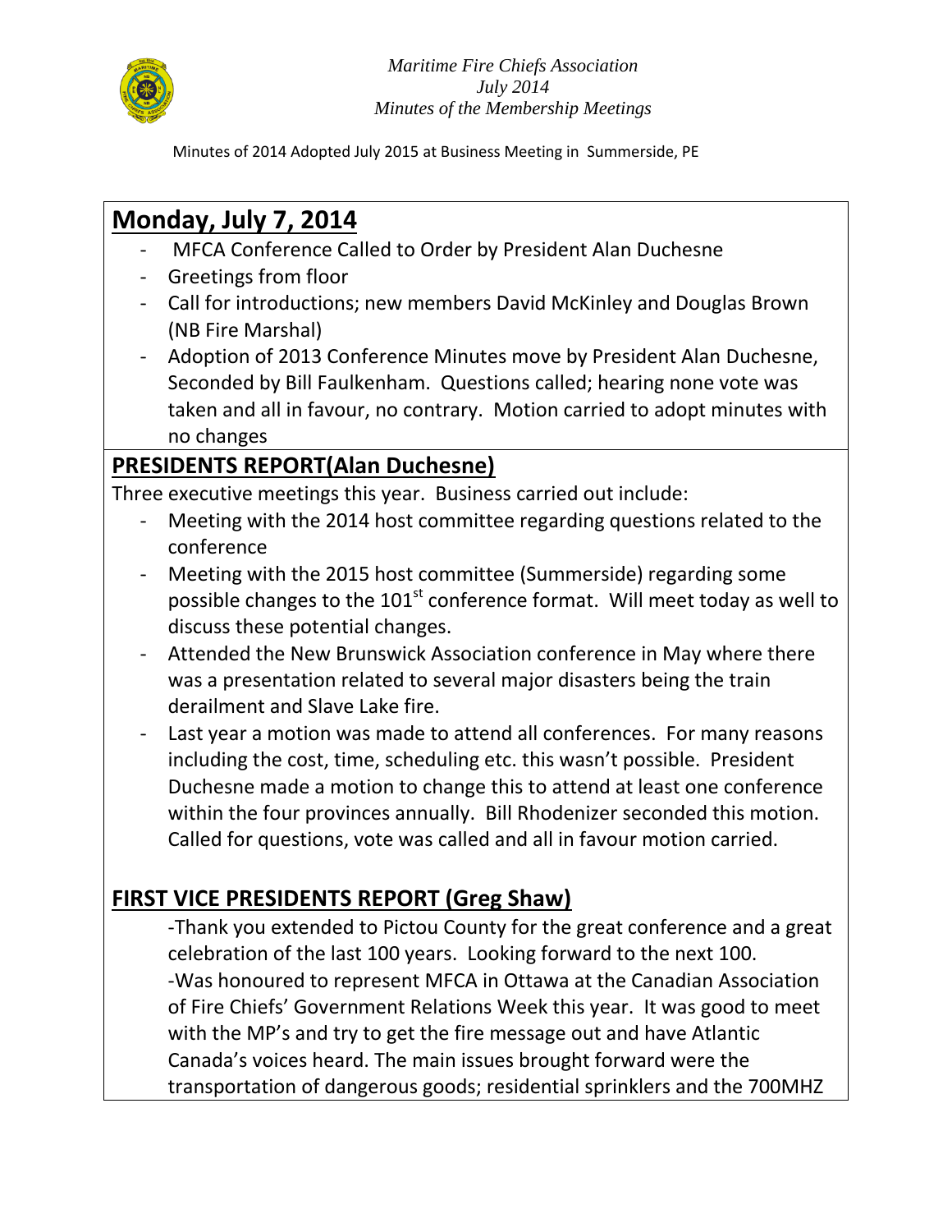*Maritime Fire Chiefs Association*
*July 2014*
*Minutes of the Membership Meetings*

Minutes of 2014 Adopted July 2015 at Business Meeting in Summerside, PE

## Monday, July 7, 2014

- MFCA Conference Called to Order by President Alan Duchesne
- Greetings from floor
- Call for introductions; new members David McKinley and Douglas Brown (NB Fire Marshal)
- Adoption of 2013 Conference Minutes move by President Alan Duchesne, Seconded by Bill Faulkenham. Questions called; hearing none vote was taken and all in favour, no contrary. Motion carried to adopt minutes with no changes

## PRESIDENTS REPORT(Alan Duchesne)

Three executive meetings this year. Business carried out include:

- Meeting with the 2014 host committee regarding questions related to the conference
- Meeting with the 2015 host committee (Summerside) regarding some possible changes to the 101st conference format. Will meet today as well to discuss these potential changes.
- Attended the New Brunswick Association conference in May where there was a presentation related to several major disasters being the train derailment and Slave Lake fire.
- Last year a motion was made to attend all conferences. For many reasons including the cost, time, scheduling etc. this wasn't possible. President Duchesne made a motion to change this to attend at least one conference within the four provinces annually. Bill Rhodenizer seconded this motion. Called for questions, vote was called and all in favour motion carried.

## FIRST VICE PRESIDENTS REPORT (Greg Shaw)

-Thank you extended to Pictou County for the great conference and a great celebration of the last 100 years. Looking forward to the next 100.

-Was honoured to represent MFCA in Ottawa at the Canadian Association of Fire Chiefs' Government Relations Week this year. It was good to meet with the MP's and try to get the fire message out and have Atlantic Canada's voices heard. The main issues brought forward were the transportation of dangerous goods; residential sprinklers and the 700MHZ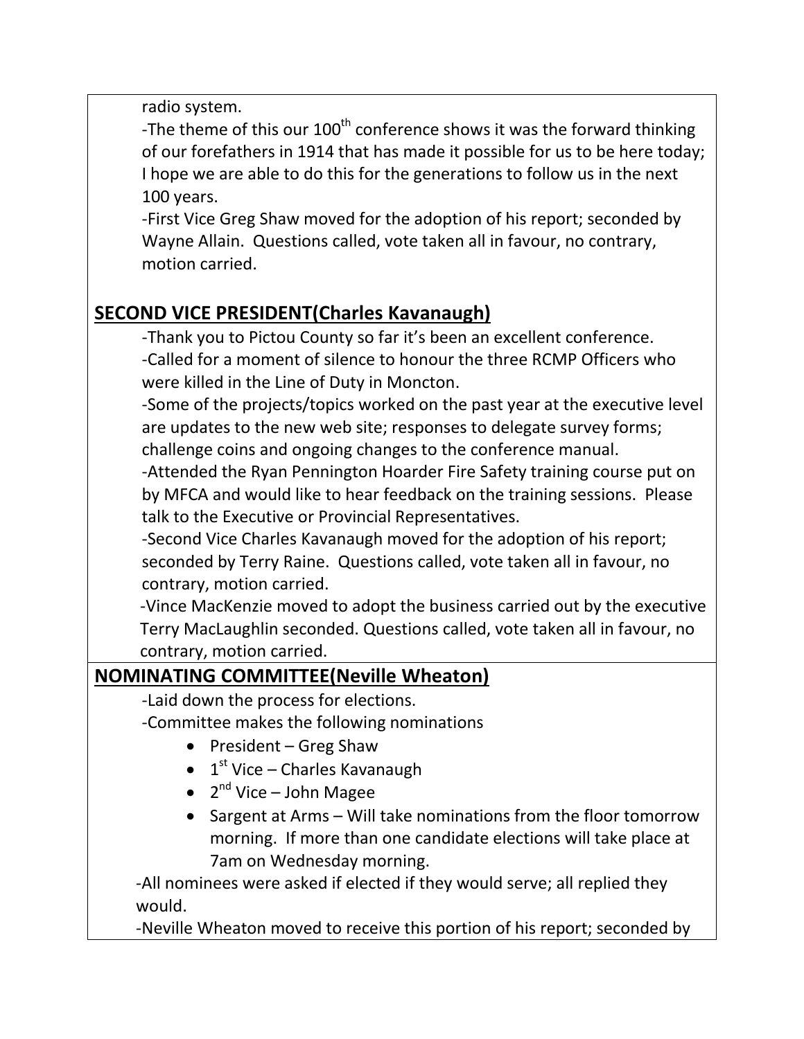radio system.

-The theme of this our 100th conference shows it was the forward thinking of our forefathers in 1914 that has made it possible for us to be here today; I hope we are able to do this for the generations to follow us in the next 100 years.

-First Vice Greg Shaw moved for the adoption of his report; seconded by Wayne Allain. Questions called, vote taken all in favour, no contrary, motion carried.

## SECOND VICE PRESIDENT(Charles Kavanaugh)

-Thank you to Pictou County so far it's been an excellent conference.

-Called for a moment of silence to honour the three RCMP Officers who were killed in the Line of Duty in Moncton.

-Some of the projects/topics worked on the past year at the executive level are updates to the new web site; responses to delegate survey forms; challenge coins and ongoing changes to the conference manual.

-Attended the Ryan Pennington Hoarder Fire Safety training course put on by MFCA and would like to hear feedback on the training sessions. Please talk to the Executive or Provincial Representatives.

-Second Vice Charles Kavanaugh moved for the adoption of his report; seconded by Terry Raine. Questions called, vote taken all in favour, no contrary, motion carried.

-Vince MacKenzie moved to adopt the business carried out by the executive Terry MacLaughlin seconded. Questions called, vote taken all in favour, no contrary, motion carried.

## NOMINATING COMMITTEE(Neville Wheaton)

-Laid down the process for elections.

-Committee makes the following nominations

- President – Greg Shaw
- 1st Vice – Charles Kavanaugh
- 2nd Vice – John Magee
- Sargent at Arms – Will take nominations from the floor tomorrow morning. If more than one candidate elections will take place at 7am on Wednesday morning.

-All nominees were asked if elected if they would serve; all replied they would.

-Neville Wheaton moved to receive this portion of his report; seconded by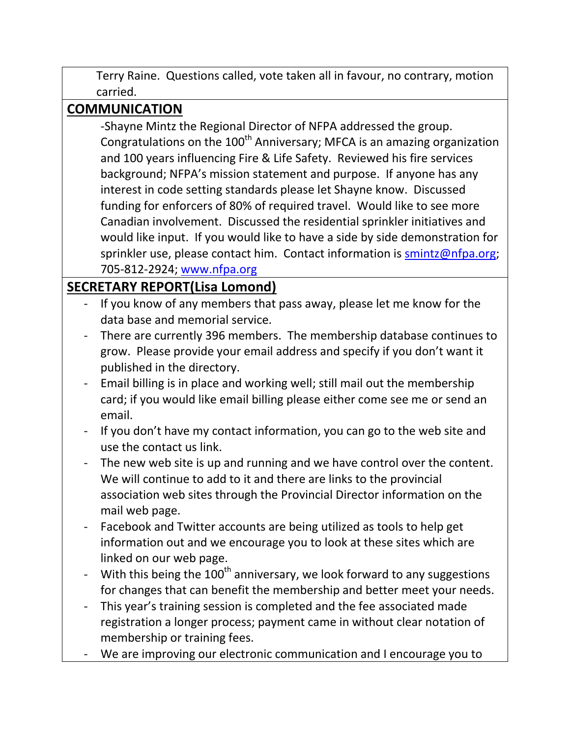Terry Raine. Questions called, vote taken all in favour, no contrary, motion carried.

## COMMUNICATION

-Shayne Mintz the Regional Director of NFPA addressed the group. Congratulations on the 100th Anniversary; MFCA is an amazing organization and 100 years influencing Fire & Life Safety. Reviewed his fire services background; NFPA's mission statement and purpose. If anyone has any interest in code setting standards please let Shayne know. Discussed funding for enforcers of 80% of required travel. Would like to see more Canadian involvement. Discussed the residential sprinkler initiatives and would like input. If you would like to have a side by side demonstration for sprinkler use, please contact him. Contact information is smintz@nfpa.org; 705-812-2924; www.nfpa.org

## SECRETARY REPORT(Lisa Lomond)

- If you know of any members that pass away, please let me know for the data base and memorial service.
- There are currently 396 members. The membership database continues to grow. Please provide your email address and specify if you don't want it published in the directory.
- Email billing is in place and working well; still mail out the membership card; if you would like email billing please either come see me or send an email.
- If you don't have my contact information, you can go to the web site and use the contact us link.
- The new web site is up and running and we have control over the content. We will continue to add to it and there are links to the provincial association web sites through the Provincial Director information on the mail web page.
- Facebook and Twitter accounts are being utilized as tools to help get information out and we encourage you to look at these sites which are linked on our web page.
- With this being the 100th anniversary, we look forward to any suggestions for changes that can benefit the membership and better meet your needs.
- This year's training session is completed and the fee associated made registration a longer process; payment came in without clear notation of membership or training fees.
- We are improving our electronic communication and I encourage you to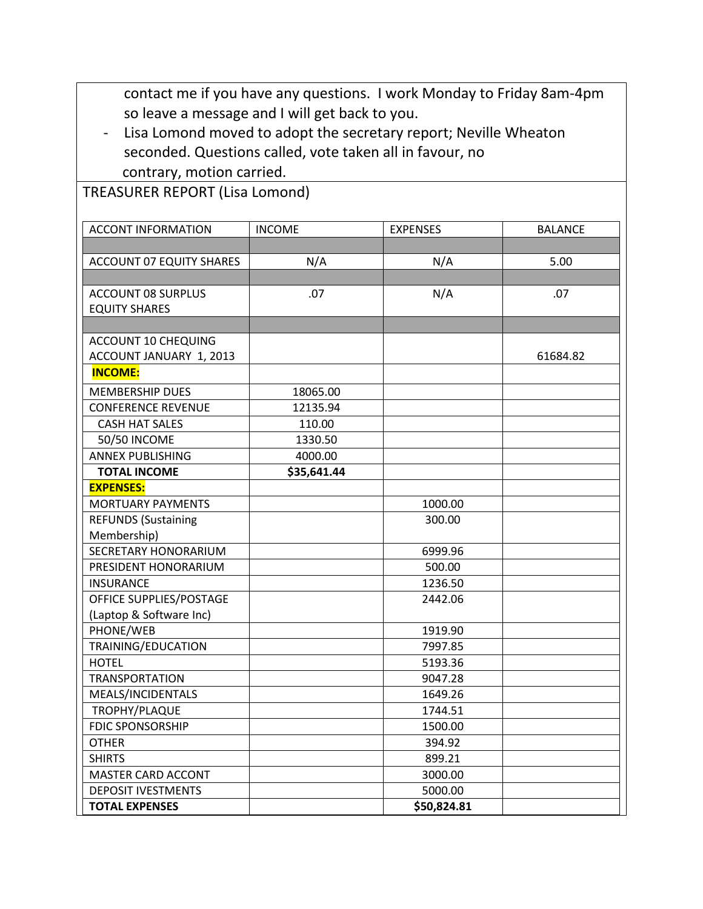contact me if you have any questions. I work Monday to Friday 8am-4pm so leave a message and I will get back to you.

- Lisa Lomond moved to adopt the secretary report; Neville Wheaton seconded. Questions called, vote taken all in favour, no contrary, motion carried.

TREASURER REPORT (Lisa Lomond)

| ACCONT INFORMATION | INCOME | EXPENSES | BALANCE |
|---|---|---|---|
| | | | |
| ACCOUNT 07 EQUITY SHARES | N/A | N/A | 5.00 |
| | | | |
| ACCOUNT 08 SURPLUS EQUITY SHARES | .07 | N/A | .07 |
| | | | |
| ACCOUNT 10 CHEQUING ACCOUNT JANUARY 1, 2013 | | | 61684.82 |
| **INCOME:** | | | |
| MEMBERSHIP DUES | 18065.00 | | |
| CONFERENCE REVENUE | 12135.94 | | |
| CASH HAT SALES | 110.00 | | |
| 50/50 INCOME | 1330.50 | | |
| ANNEX PUBLISHING | 4000.00 | | |
| **TOTAL INCOME** | **$35,641.44** | | |
| **EXPENSES:** | | | |
| MORTUARY PAYMENTS | | 1000.00 | |
| REFUNDS (Sustaining Membership) | | 300.00 | |
| SECRETARY HONORARIUM | | 6999.96 | |
| PRESIDENT HONORARIUM | | 500.00 | |
| INSURANCE | | 1236.50 | |
| OFFICE SUPPLIES/POSTAGE (Laptop & Software Inc) | | 2442.06 | |
| PHONE/WEB | | 1919.90 | |
| TRAINING/EDUCATION | | 7997.85 | |
| HOTEL | | 5193.36 | |
| TRANSPORTATION | | 9047.28 | |
| MEALS/INCIDENTALS | | 1649.26 | |
| TROPHY/PLAQUE | | 1744.51 | |
| FDIC SPONSORSHIP | | 1500.00 | |
| OTHER | | 394.92 | |
| SHIRTS | | 899.21 | |
| MASTER CARD ACCONT | | 3000.00 | |
| DEPOSIT IVESTMENTS | | 5000.00 | |
| **TOTAL EXPENSES** | | **$50,824.81** | |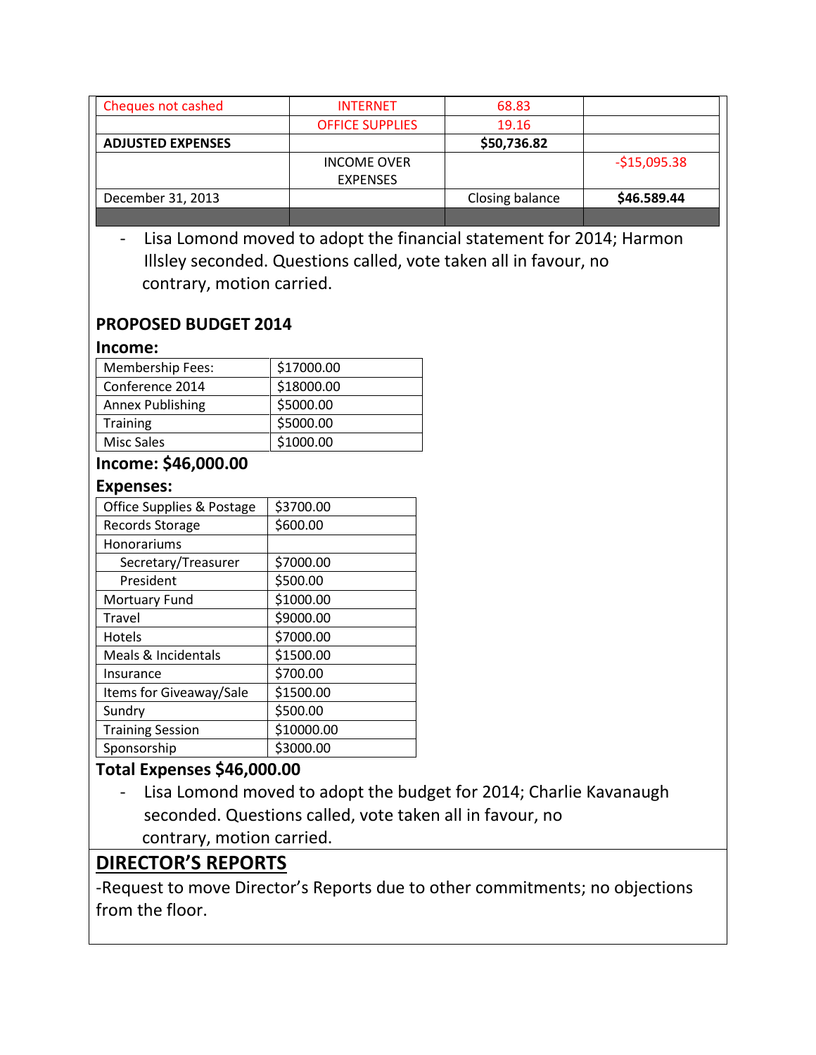| Cheques not cashed | INTERNET | 68.83 | |
|---|---|---|---|
| | OFFICE SUPPLIES | 19.16 | |
| **ADJUSTED EXPENSES** | | **$50,736.82** | |
| | INCOME OVER EXPENSES | | -$15,095.38 |
| December 31, 2013 | | Closing balance | **$46.589.44** |
| | | | |

- Lisa Lomond moved to adopt the financial statement for 2014; Harmon Illsley seconded. Questions called, vote taken all in favour, no contrary, motion carried.

### PROPOSED BUDGET 2014

### Income:

| Membership Fees: | $17000.00 |
|---|---|
| Conference 2014 | $18000.00 |
| Annex Publishing | $5000.00 |
| Training | $5000.00 |
| Misc Sales | $1000.00 |

### Income: $46,000.00

### Expenses:

| Office Supplies & Postage | $3700.00 |
|---|---|
| Records Storage | $600.00 |
| Honorariums | |
| Secretary/Treasurer | $7000.00 |
| President | $500.00 |
| Mortuary Fund | $1000.00 |
| Travel | $9000.00 |
| Hotels | $7000.00 |
| Meals & Incidentals | $1500.00 |
| Insurance | $700.00 |
| Items for Giveaway/Sale | $1500.00 |
| Sundry | $500.00 |
| Training Session | $10000.00 |
| Sponsorship | $3000.00 |

**Total Expenses $46,000.00**

- Lisa Lomond moved to adopt the budget for 2014; Charlie Kavanaugh seconded. Questions called, vote taken all in favour, no contrary, motion carried.

## DIRECTOR'S REPORTS

-Request to move Director's Reports due to other commitments; no objections from the floor.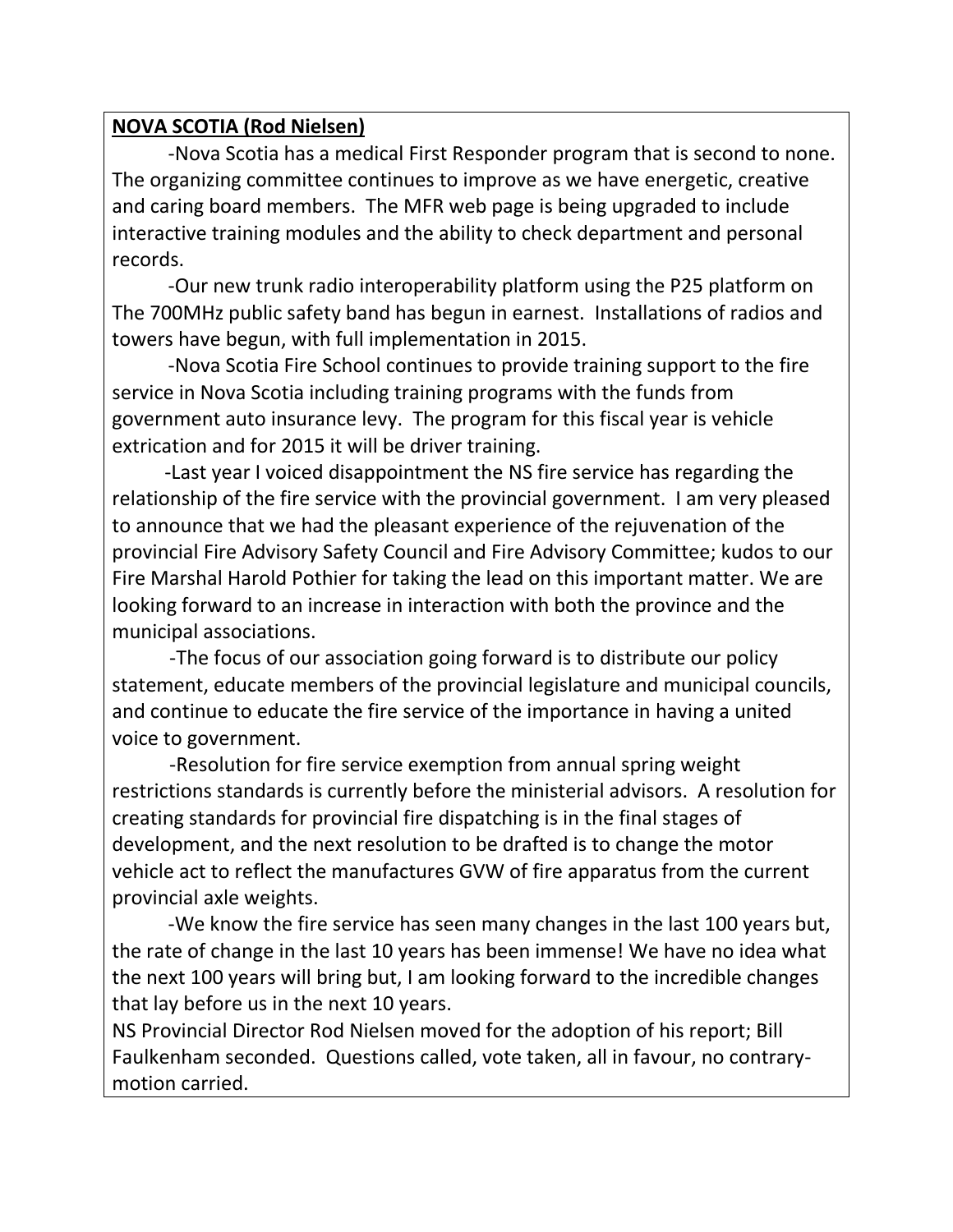**NOVA SCOTIA (Rod Nielsen)**

-Nova Scotia has a medical First Responder program that is second to none. The organizing committee continues to improve as we have energetic, creative and caring board members. The MFR web page is being upgraded to include interactive training modules and the ability to check department and personal records.

-Our new trunk radio interoperability platform using the P25 platform on The 700MHz public safety band has begun in earnest. Installations of radios and towers have begun, with full implementation in 2015.

-Nova Scotia Fire School continues to provide training support to the fire service in Nova Scotia including training programs with the funds from government auto insurance levy. The program for this fiscal year is vehicle extrication and for 2015 it will be driver training.

-Last year I voiced disappointment the NS fire service has regarding the relationship of the fire service with the provincial government. I am very pleased to announce that we had the pleasant experience of the rejuvenation of the provincial Fire Advisory Safety Council and Fire Advisory Committee; kudos to our Fire Marshal Harold Pothier for taking the lead on this important matter. We are looking forward to an increase in interaction with both the province and the municipal associations.

-The focus of our association going forward is to distribute our policy statement, educate members of the provincial legislature and municipal councils, and continue to educate the fire service of the importance in having a united voice to government.

-Resolution for fire service exemption from annual spring weight restrictions standards is currently before the ministerial advisors. A resolution for creating standards for provincial fire dispatching is in the final stages of development, and the next resolution to be drafted is to change the motor vehicle act to reflect the manufactures GVW of fire apparatus from the current provincial axle weights.

-We know the fire service has seen many changes in the last 100 years but, the rate of change in the last 10 years has been immense! We have no idea what the next 100 years will bring but, I am looking forward to the incredible changes that lay before us in the next 10 years.

NS Provincial Director Rod Nielsen moved for the adoption of his report; Bill Faulkenham seconded. Questions called, vote taken, all in favour, no contrary-motion carried.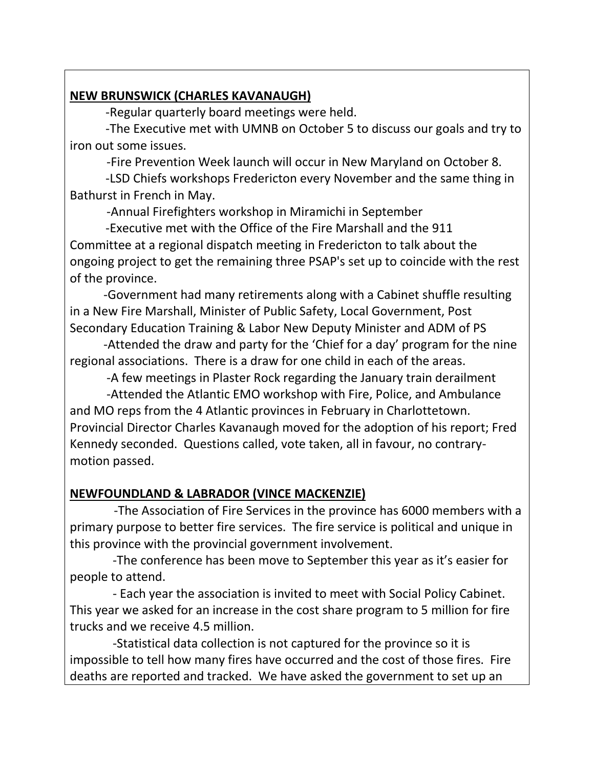## NEW BRUNSWICK (CHARLES KAVANAUGH)

-Regular quarterly board meetings were held.

-The Executive met with UMNB on October 5 to discuss our goals and try to iron out some issues.

-Fire Prevention Week launch will occur in New Maryland on October 8.

-LSD Chiefs workshops Fredericton every November and the same thing in Bathurst in French in May.

-Annual Firefighters workshop in Miramichi in September

-Executive met with the Office of the Fire Marshall and the 911 Committee at a regional dispatch meeting in Fredericton to talk about the ongoing project to get the remaining three PSAP's set up to coincide with the rest of the province.

-Government had many retirements along with a Cabinet shuffle resulting in a New Fire Marshall, Minister of Public Safety, Local Government, Post Secondary Education Training & Labor New Deputy Minister and ADM of PS

-Attended the draw and party for the 'Chief for a day' program for the nine regional associations. There is a draw for one child in each of the areas.

-A few meetings in Plaster Rock regarding the January train derailment

-Attended the Atlantic EMO workshop with Fire, Police, and Ambulance and MO reps from the 4 Atlantic provinces in February in Charlottetown.

Provincial Director Charles Kavanaugh moved for the adoption of his report; Fred Kennedy seconded. Questions called, vote taken, all in favour, no contrary-motion passed.

## NEWFOUNDLAND & LABRADOR (VINCE MACKENZIE)

-The Association of Fire Services in the province has 6000 members with a primary purpose to better fire services. The fire service is political and unique in this province with the provincial government involvement.

-The conference has been move to September this year as it's easier for people to attend.

- Each year the association is invited to meet with Social Policy Cabinet. This year we asked for an increase in the cost share program to 5 million for fire trucks and we receive 4.5 million.

-Statistical data collection is not captured for the province so it is impossible to tell how many fires have occurred and the cost of those fires. Fire deaths are reported and tracked. We have asked the government to set up an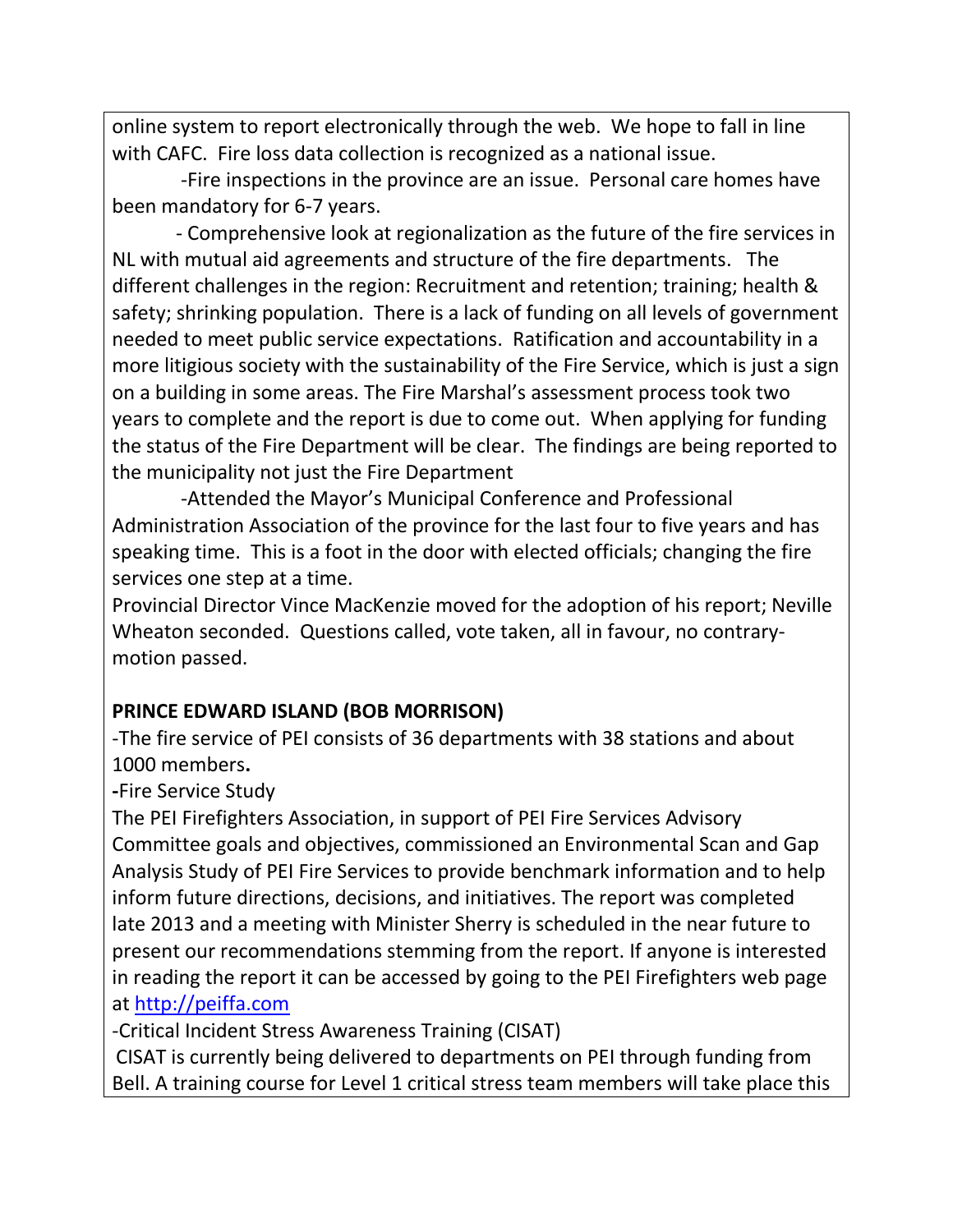online system to report electronically through the web. We hope to fall in line with CAFC. Fire loss data collection is recognized as a national issue.

-Fire inspections in the province are an issue. Personal care homes have been mandatory for 6-7 years.

- Comprehensive look at regionalization as the future of the fire services in NL with mutual aid agreements and structure of the fire departments. The different challenges in the region: Recruitment and retention; training; health & safety; shrinking population. There is a lack of funding on all levels of government needed to meet public service expectations. Ratification and accountability in a more litigious society with the sustainability of the Fire Service, which is just a sign on a building in some areas. The Fire Marshal's assessment process took two years to complete and the report is due to come out. When applying for funding the status of the Fire Department will be clear. The findings are being reported to the municipality not just the Fire Department

-Attended the Mayor's Municipal Conference and Professional Administration Association of the province for the last four to five years and has speaking time. This is a foot in the door with elected officials; changing the fire services one step at a time.

Provincial Director Vince MacKenzie moved for the adoption of his report; Neville Wheaton seconded. Questions called, vote taken, all in favour, no contrary-motion passed.

**PRINCE EDWARD ISLAND (BOB MORRISON)**

-The fire service of PEI consists of 36 departments with 38 stations and about 1000 members**.**

**-**Fire Service Study

The PEI Firefighters Association, in support of PEI Fire Services Advisory Committee goals and objectives, commissioned an Environmental Scan and Gap Analysis Study of PEI Fire Services to provide benchmark information and to help inform future directions, decisions, and initiatives. The report was completed late 2013 and a meeting with Minister Sherry is scheduled in the near future to present our recommendations stemming from the report. If anyone is interested in reading the report it can be accessed by going to the PEI Firefighters web page at [http://peiffa.com](http://peiffa.com)

-Critical Incident Stress Awareness Training (CISAT)

CISAT is currently being delivered to departments on PEI through funding from Bell. A training course for Level 1 critical stress team members will take place this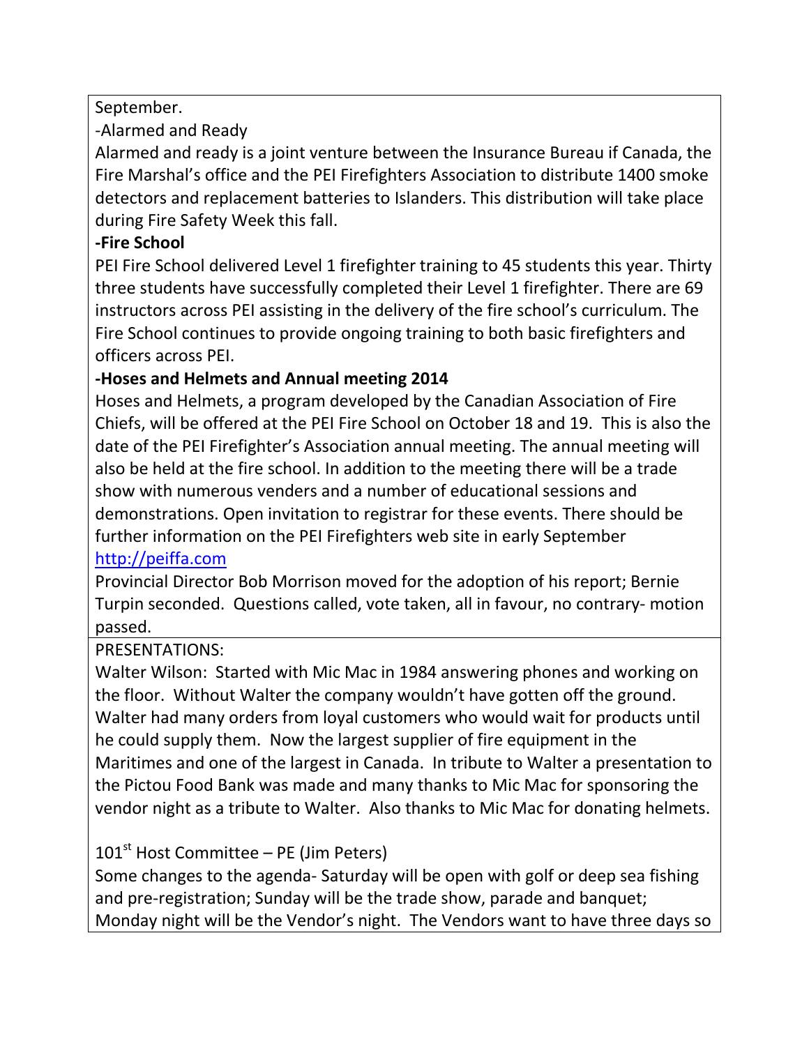September.

-Alarmed and Ready

Alarmed and ready is a joint venture between the Insurance Bureau if Canada, the Fire Marshal's office and the PEI Firefighters Association to distribute 1400 smoke detectors and replacement batteries to Islanders. This distribution will take place during Fire Safety Week this fall.

**-Fire School**

PEI Fire School delivered Level 1 firefighter training to 45 students this year. Thirty three students have successfully completed their Level 1 firefighter. There are 69 instructors across PEI assisting in the delivery of the fire school's curriculum. The Fire School continues to provide ongoing training to both basic firefighters and officers across PEI.

**-Hoses and Helmets and Annual meeting 2014**

Hoses and Helmets, a program developed by the Canadian Association of Fire Chiefs, will be offered at the PEI Fire School on October 18 and 19. This is also the date of the PEI Firefighter's Association annual meeting. The annual meeting will also be held at the fire school. In addition to the meeting there will be a trade show with numerous venders and a number of educational sessions and demonstrations. Open invitation to registrar for these events. There should be further information on the PEI Firefighters web site in early September http://peiffa.com

Provincial Director Bob Morrison moved for the adoption of his report; Bernie Turpin seconded. Questions called, vote taken, all in favour, no contrary- motion passed.

PRESENTATIONS:

Walter Wilson: Started with Mic Mac in 1984 answering phones and working on the floor. Without Walter the company wouldn't have gotten off the ground. Walter had many orders from loyal customers who would wait for products until he could supply them. Now the largest supplier of fire equipment in the Maritimes and one of the largest in Canada. In tribute to Walter a presentation to the Pictou Food Bank was made and many thanks to Mic Mac for sponsoring the vendor night as a tribute to Walter. Also thanks to Mic Mac for donating helmets.

101st Host Committee – PE (Jim Peters)

Some changes to the agenda- Saturday will be open with golf or deep sea fishing and pre-registration; Sunday will be the trade show, parade and banquet; Monday night will be the Vendor's night. The Vendors want to have three days so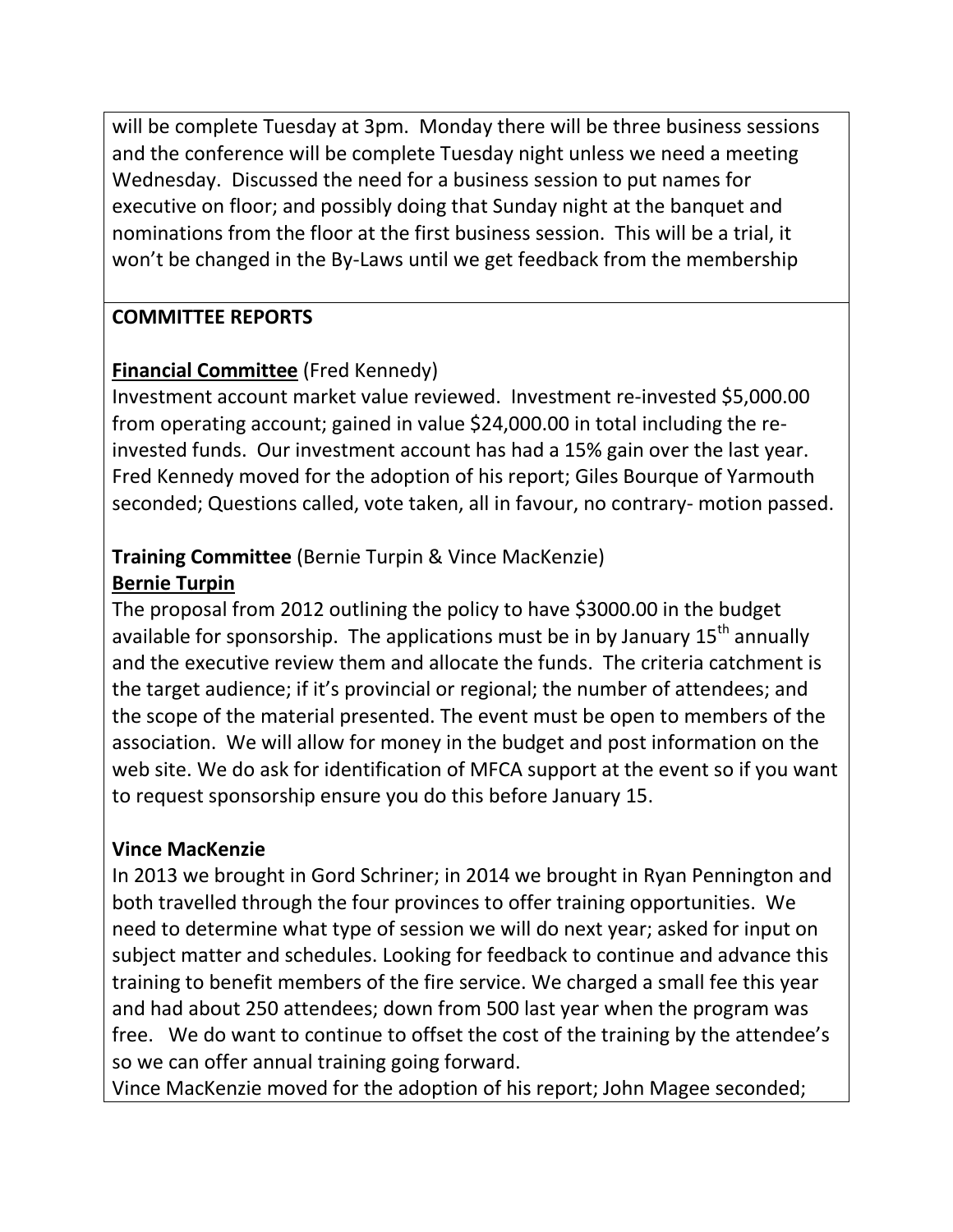will be complete Tuesday at 3pm. Monday there will be three business sessions and the conference will be complete Tuesday night unless we need a meeting Wednesday. Discussed the need for a business session to put names for executive on floor; and possibly doing that Sunday night at the banquet and nominations from the floor at the first business session. This will be a trial, it won't be changed in the By-Laws until we get feedback from the membership

**COMMITTEE REPORTS**

**Financial Committee** (Fred Kennedy)

Investment account market value reviewed. Investment re-invested $5,000.00 from operating account; gained in value $24,000.00 in total including the re-invested funds. Our investment account has had a 15% gain over the last year. Fred Kennedy moved for the adoption of his report; Giles Bourque of Yarmouth seconded; Questions called, vote taken, all in favour, no contrary- motion passed.

**Training Committee** (Bernie Turpin & Vince MacKenzie)

**Bernie Turpin**

The proposal from 2012 outlining the policy to have $3000.00 in the budget available for sponsorship. The applications must be in by January 15th annually and the executive review them and allocate the funds. The criteria catchment is the target audience; if it's provincial or regional; the number of attendees; and the scope of the material presented. The event must be open to members of the association. We will allow for money in the budget and post information on the web site. We do ask for identification of MFCA support at the event so if you want to request sponsorship ensure you do this before January 15.

**Vince MacKenzie**

In 2013 we brought in Gord Schriner; in 2014 we brought in Ryan Pennington and both travelled through the four provinces to offer training opportunities. We need to determine what type of session we will do next year; asked for input on subject matter and schedules. Looking for feedback to continue and advance this training to benefit members of the fire service. We charged a small fee this year and had about 250 attendees; down from 500 last year when the program was free. We do want to continue to offset the cost of the training by the attendee's so we can offer annual training going forward.

Vince MacKenzie moved for the adoption of his report; John Magee seconded;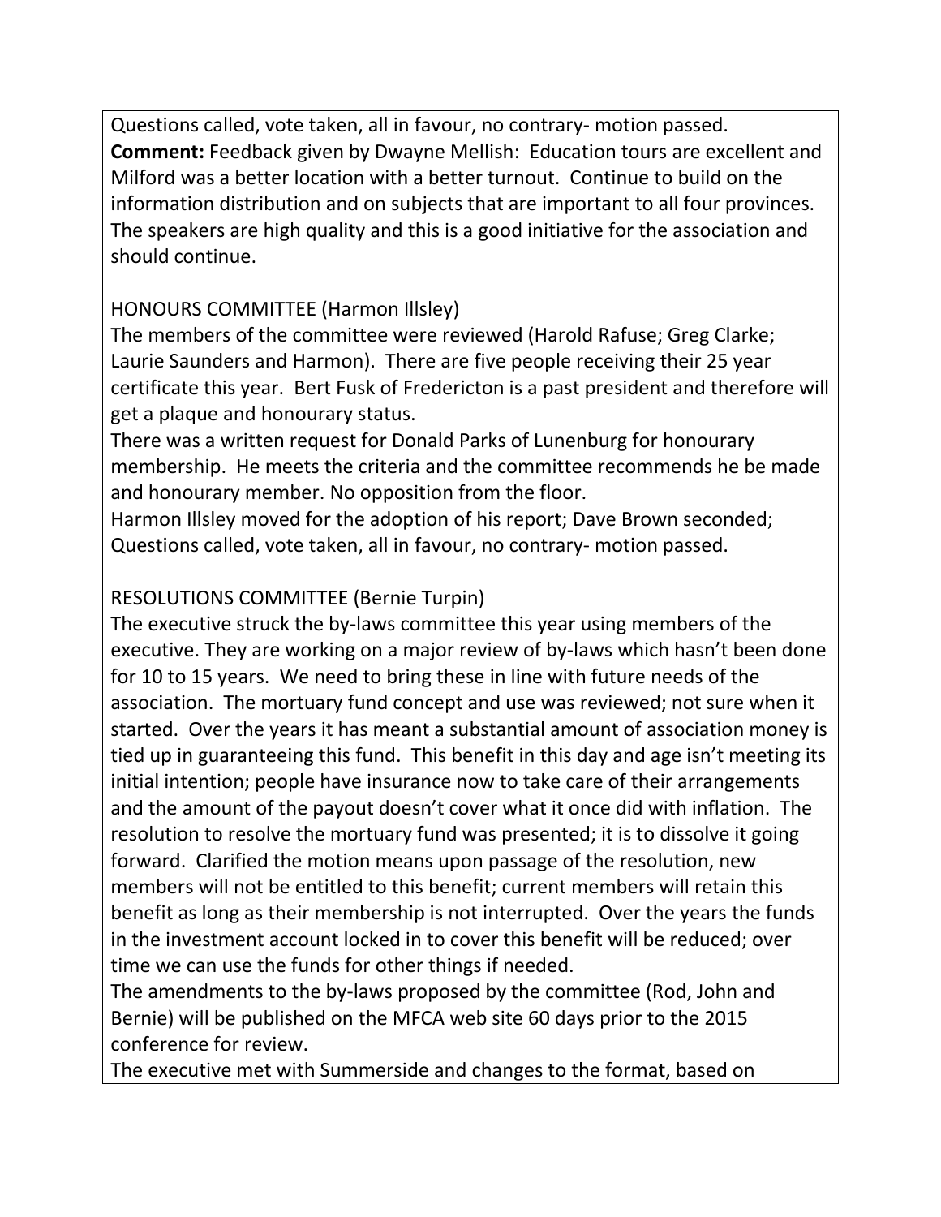Questions called, vote taken, all in favour, no contrary- motion passed.
**Comment:** Feedback given by Dwayne Mellish: Education tours are excellent and Milford was a better location with a better turnout. Continue to build on the information distribution and on subjects that are important to all four provinces. The speakers are high quality and this is a good initiative for the association and should continue.

HONOURS COMMITTEE (Harmon Illsley)
The members of the committee were reviewed (Harold Rafuse; Greg Clarke; Laurie Saunders and Harmon). There are five people receiving their 25 year certificate this year. Bert Fusk of Fredericton is a past president and therefore will get a plaque and honourary status.
There was a written request for Donald Parks of Lunenburg for honourary membership. He meets the criteria and the committee recommends he be made and honourary member. No opposition from the floor.
Harmon Illsley moved for the adoption of his report; Dave Brown seconded; Questions called, vote taken, all in favour, no contrary- motion passed.

RESOLUTIONS COMMITTEE (Bernie Turpin)
The executive struck the by-laws committee this year using members of the executive. They are working on a major review of by-laws which hasn't been done for 10 to 15 years. We need to bring these in line with future needs of the association. The mortuary fund concept and use was reviewed; not sure when it started. Over the years it has meant a substantial amount of association money is tied up in guaranteeing this fund. This benefit in this day and age isn't meeting its initial intention; people have insurance now to take care of their arrangements and the amount of the payout doesn't cover what it once did with inflation. The resolution to resolve the mortuary fund was presented; it is to dissolve it going forward. Clarified the motion means upon passage of the resolution, new members will not be entitled to this benefit; current members will retain this benefit as long as their membership is not interrupted. Over the years the funds in the investment account locked in to cover this benefit will be reduced; over time we can use the funds for other things if needed.
The amendments to the by-laws proposed by the committee (Rod, John and Bernie) will be published on the MFCA web site 60 days prior to the 2015 conference for review.
The executive met with Summerside and changes to the format, based on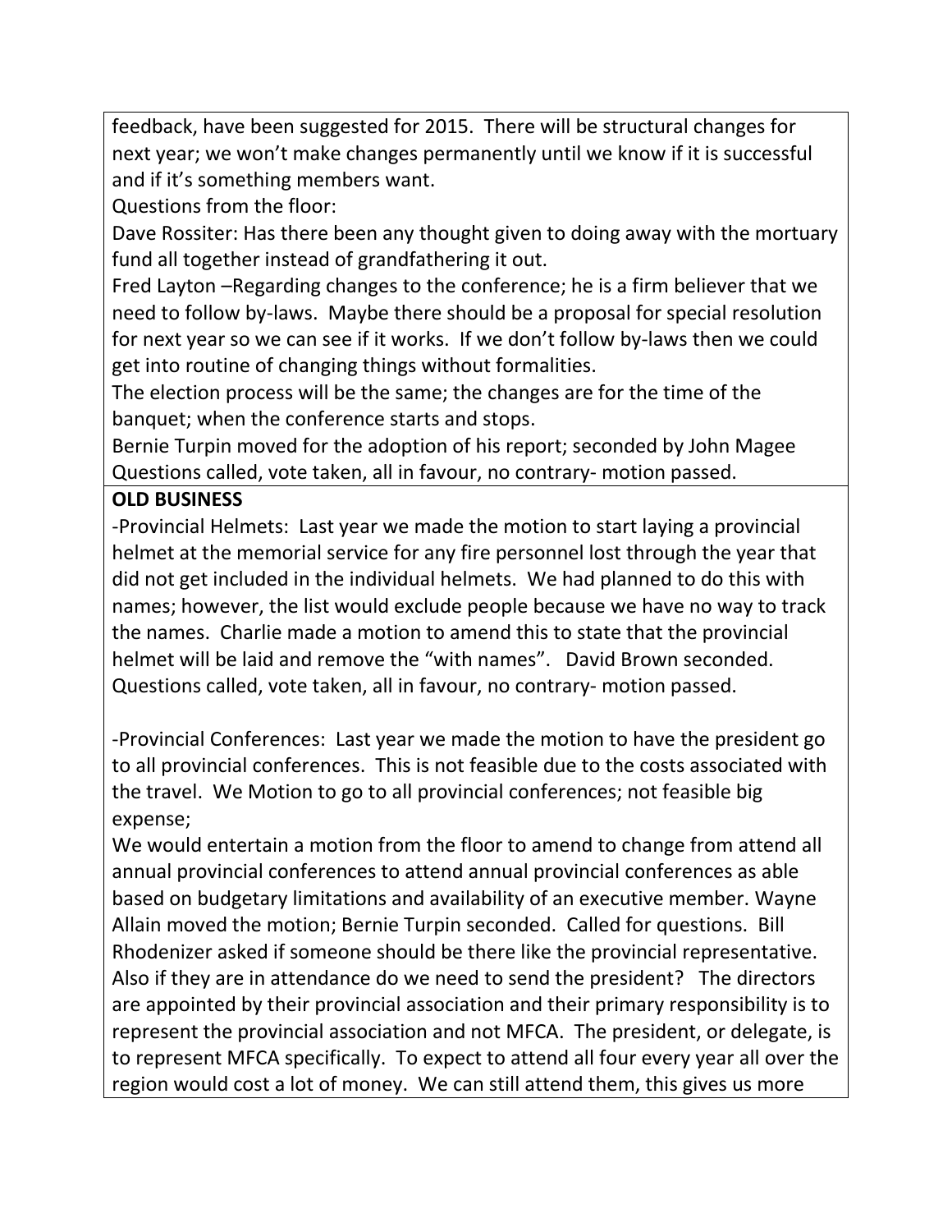feedback, have been suggested for 2015. There will be structural changes for next year; we won't make changes permanently until we know if it is successful and if it's something members want.

Questions from the floor:

Dave Rossiter: Has there been any thought given to doing away with the mortuary fund all together instead of grandfathering it out.

Fred Layton –Regarding changes to the conference; he is a firm believer that we need to follow by-laws. Maybe there should be a proposal for special resolution for next year so we can see if it works. If we don't follow by-laws then we could get into routine of changing things without formalities.

The election process will be the same; the changes are for the time of the banquet; when the conference starts and stops.

Bernie Turpin moved for the adoption of his report; seconded by John Magee Questions called, vote taken, all in favour, no contrary- motion passed.

**OLD BUSINESS**

-Provincial Helmets: Last year we made the motion to start laying a provincial helmet at the memorial service for any fire personnel lost through the year that did not get included in the individual helmets. We had planned to do this with names; however, the list would exclude people because we have no way to track the names. Charlie made a motion to amend this to state that the provincial helmet will be laid and remove the "with names". David Brown seconded. Questions called, vote taken, all in favour, no contrary- motion passed.

-Provincial Conferences: Last year we made the motion to have the president go to all provincial conferences. This is not feasible due to the costs associated with the travel. We Motion to go to all provincial conferences; not feasible big expense;

We would entertain a motion from the floor to amend to change from attend all annual provincial conferences to attend annual provincial conferences as able based on budgetary limitations and availability of an executive member. Wayne Allain moved the motion; Bernie Turpin seconded. Called for questions. Bill Rhodenizer asked if someone should be there like the provincial representative. Also if they are in attendance do we need to send the president? The directors are appointed by their provincial association and their primary responsibility is to represent the provincial association and not MFCA. The president, or delegate, is to represent MFCA specifically. To expect to attend all four every year all over the region would cost a lot of money. We can still attend them, this gives us more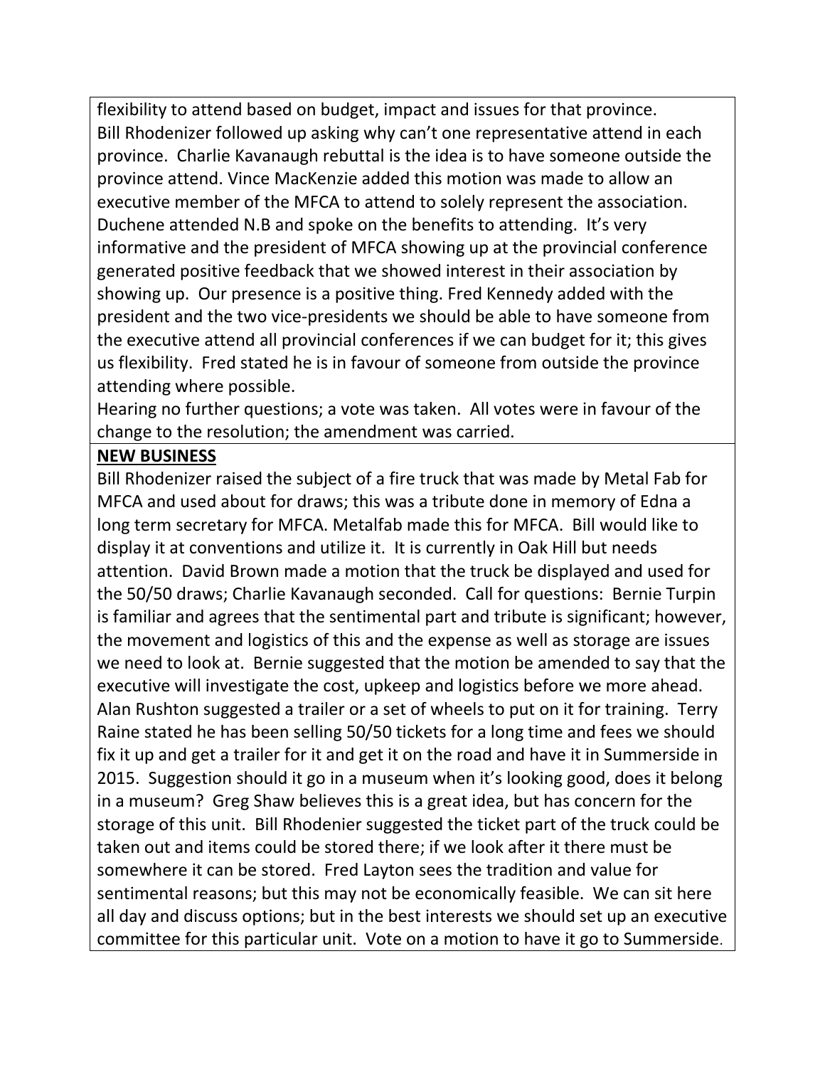flexibility to attend based on budget, impact and issues for that province. Bill Rhodenizer followed up asking why can't one representative attend in each province. Charlie Kavanaugh rebuttal is the idea is to have someone outside the province attend. Vince MacKenzie added this motion was made to allow an executive member of the MFCA to attend to solely represent the association. Duchene attended N.B and spoke on the benefits to attending. It's very informative and the president of MFCA showing up at the provincial conference generated positive feedback that we showed interest in their association by showing up. Our presence is a positive thing. Fred Kennedy added with the president and the two vice-presidents we should be able to have someone from the executive attend all provincial conferences if we can budget for it; this gives us flexibility. Fred stated he is in favour of someone from outside the province attending where possible.

Hearing no further questions; a vote was taken. All votes were in favour of the change to the resolution; the amendment was carried.

**NEW BUSINESS**

Bill Rhodenizer raised the subject of a fire truck that was made by Metal Fab for MFCA and used about for draws; this was a tribute done in memory of Edna a long term secretary for MFCA. Metalfab made this for MFCA. Bill would like to display it at conventions and utilize it. It is currently in Oak Hill but needs attention. David Brown made a motion that the truck be displayed and used for the 50/50 draws; Charlie Kavanaugh seconded. Call for questions: Bernie Turpin is familiar and agrees that the sentimental part and tribute is significant; however, the movement and logistics of this and the expense as well as storage are issues we need to look at. Bernie suggested that the motion be amended to say that the executive will investigate the cost, upkeep and logistics before we more ahead. Alan Rushton suggested a trailer or a set of wheels to put on it for training. Terry Raine stated he has been selling 50/50 tickets for a long time and fees we should fix it up and get a trailer for it and get it on the road and have it in Summerside in 2015. Suggestion should it go in a museum when it's looking good, does it belong in a museum? Greg Shaw believes this is a great idea, but has concern for the storage of this unit. Bill Rhodenier suggested the ticket part of the truck could be taken out and items could be stored there; if we look after it there must be somewhere it can be stored. Fred Layton sees the tradition and value for sentimental reasons; but this may not be economically feasible. We can sit here all day and discuss options; but in the best interests we should set up an executive committee for this particular unit. Vote on a motion to have it go to Summerside.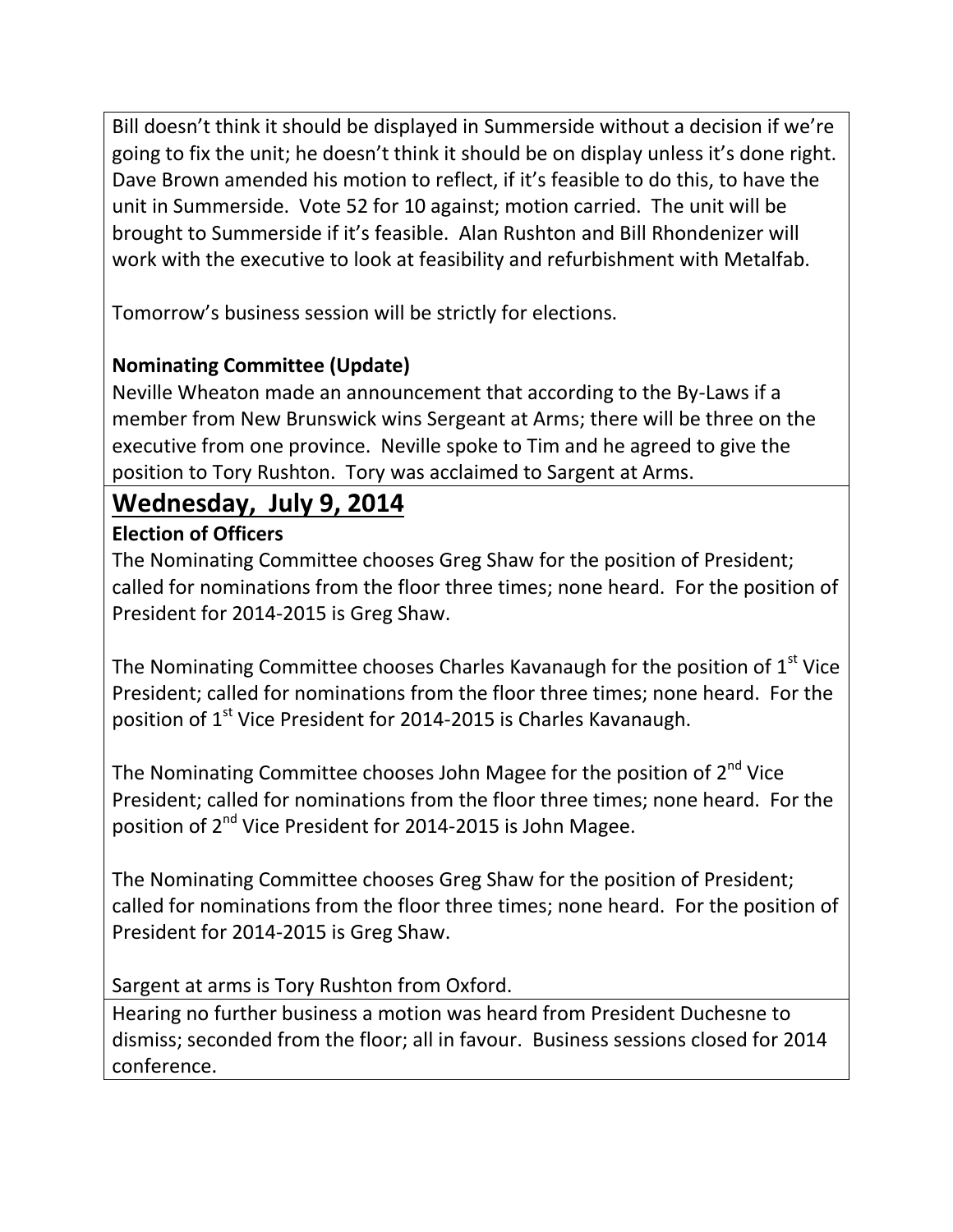Bill doesn't think it should be displayed in Summerside without a decision if we're going to fix the unit; he doesn't think it should be on display unless it's done right. Dave Brown amended his motion to reflect, if it's feasible to do this, to have the unit in Summerside. Vote 52 for 10 against; motion carried. The unit will be brought to Summerside if it's feasible. Alan Rushton and Bill Rhondenizer will work with the executive to look at feasibility and refurbishment with Metalfab.

Tomorrow's business session will be strictly for elections.

**Nominating Committee (Update)**

Neville Wheaton made an announcement that according to the By-Laws if a member from New Brunswick wins Sergeant at Arms; there will be three on the executive from one province. Neville spoke to Tim and he agreed to give the position to Tory Rushton. Tory was acclaimed to Sargent at Arms.

## Wednesday, July 9, 2014

**Election of Officers**

The Nominating Committee chooses Greg Shaw for the position of President; called for nominations from the floor three times; none heard. For the position of President for 2014-2015 is Greg Shaw.

The Nominating Committee chooses Charles Kavanaugh for the position of 1st Vice President; called for nominations from the floor three times; none heard. For the position of 1st Vice President for 2014-2015 is Charles Kavanaugh.

The Nominating Committee chooses John Magee for the position of 2nd Vice President; called for nominations from the floor three times; none heard. For the position of 2nd Vice President for 2014-2015 is John Magee.

The Nominating Committee chooses Greg Shaw for the position of President; called for nominations from the floor three times; none heard. For the position of President for 2014-2015 is Greg Shaw.

Sargent at arms is Tory Rushton from Oxford.

Hearing no further business a motion was heard from President Duchesne to dismiss; seconded from the floor; all in favour. Business sessions closed for 2014 conference.